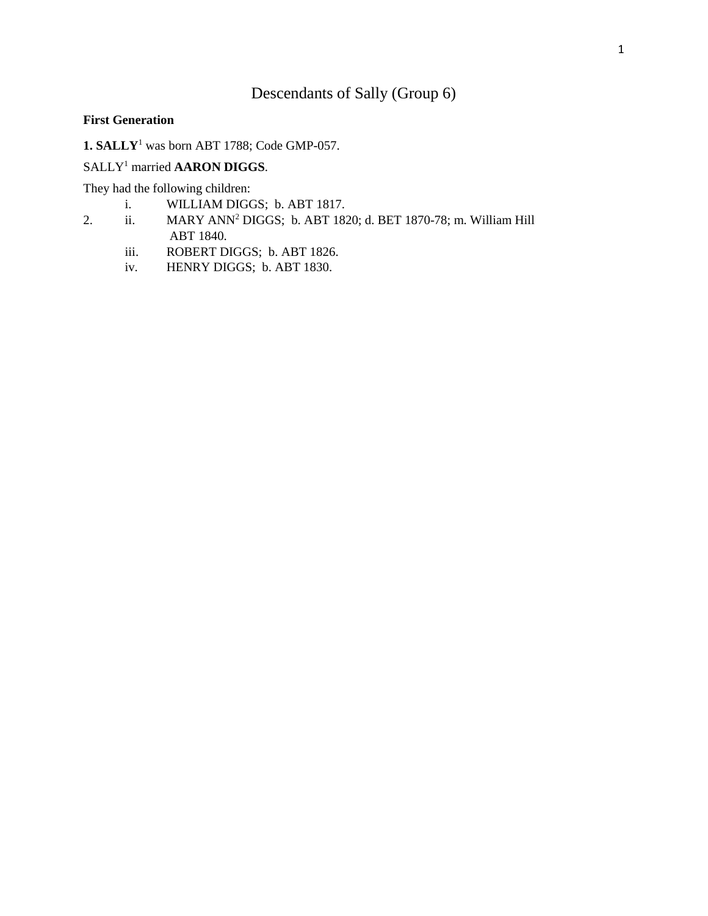# Descendants of Sally (Group 6)

**First Generation**

**1. SALLY**[1] was born ABT 1788; Code GMP-057.

SALLY[1] married **AARON DIGGS**.

They had the following children:

|  |  |  |
|---|---|---|
|  | i. | WILLIAM DIGGS; b. ABT 1817. |
| 2. | ii. | MARY ANN[2] DIGGS; b. ABT 1820; d. BET 1870-78; m. William Hill ABT 1840. |
|  | iii. | ROBERT DIGGS; b. ABT 1826. |
|  | iv. | HENRY DIGGS; b. ABT 1830. |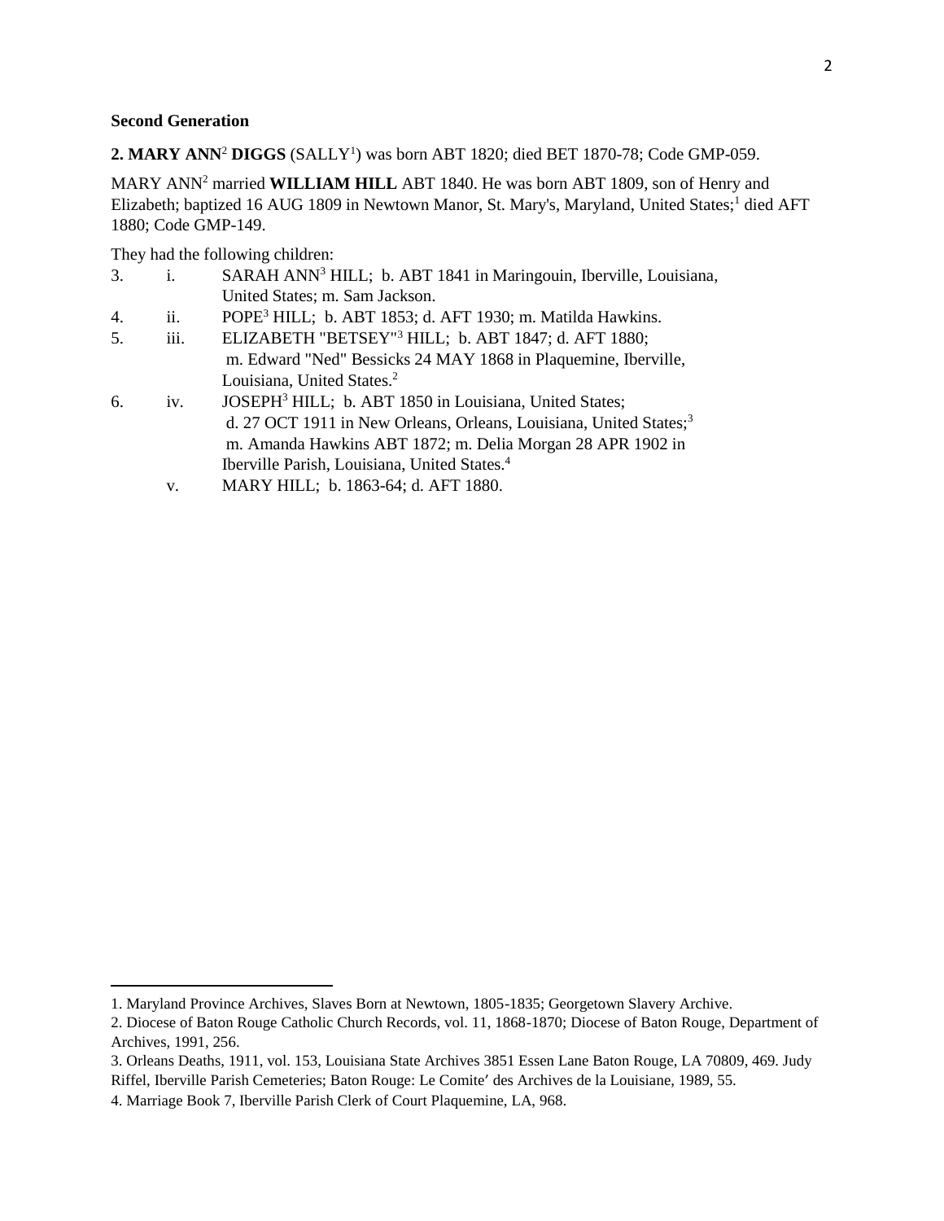**Second Generation**

**2. MARY ANN[2] DIGGS** (SALLY[1]) was born ABT 1820; died BET 1870-78; Code GMP-059.

MARY ANN[2] married **WILLIAM HILL** ABT 1840. He was born ABT 1809, son of Henry and Elizabeth; baptized 16 AUG 1809 in Newtown Manor, St. Mary's, Maryland, United States;[1] died AFT 1880; Code GMP-149.

They had the following children:

3. i. SARAH ANN[3] HILL; b. ABT 1841 in Maringouin, Iberville, Louisiana, United States; m. Sam Jackson.

4. ii. POPE[3] HILL; b. ABT 1853; d. AFT 1930; m. Matilda Hawkins.

5. iii. ELIZABETH "BETSEY"[3] HILL; b. ABT 1847; d. AFT 1880; m. Edward "Ned" Bessicks 24 MAY 1868 in Plaquemine, Iberville, Louisiana, United States.[2]

6. iv. JOSEPH[3] HILL; b. ABT 1850 in Louisiana, United States; d. 27 OCT 1911 in New Orleans, Orleans, Louisiana, United States;[3] m. Amanda Hawkins ABT 1872; m. Delia Morgan 28 APR 1902 in Iberville Parish, Louisiana, United States.[4]

v. MARY HILL; b. 1863-64; d. AFT 1880.

---

1. Maryland Province Archives, Slaves Born at Newtown, 1805-1835; Georgetown Slavery Archive.

2. Diocese of Baton Rouge Catholic Church Records, vol. 11, 1868-1870; Diocese of Baton Rouge, Department of Archives, 1991, 256.

3. Orleans Deaths, 1911, vol. 153, Louisiana State Archives 3851 Essen Lane Baton Rouge, LA 70809, 469. Judy Riffel, Iberville Parish Cemeteries; Baton Rouge: Le Comite′ des Archives de la Louisiane, 1989, 55.

4. Marriage Book 7, Iberville Parish Clerk of Court Plaquemine, LA, 968.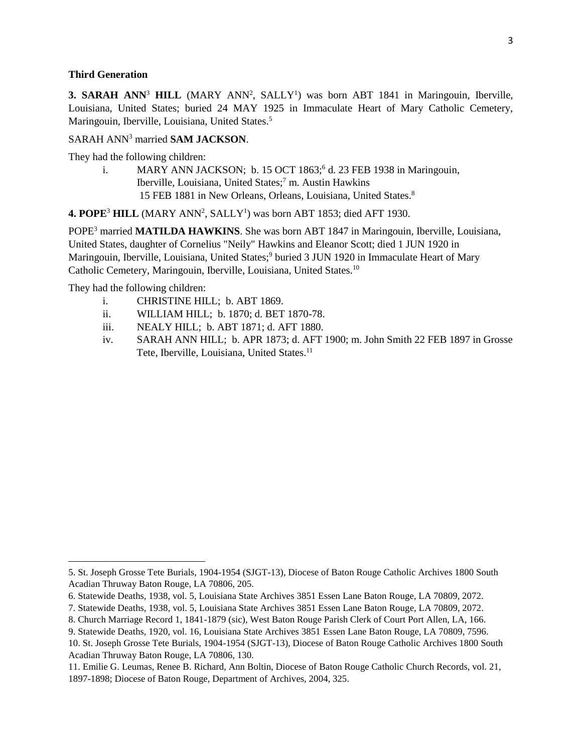**Third Generation**

**3. SARAH ANN**[3] **HILL** (MARY ANN[2], SALLY[1]) was born ABT 1841 in Maringouin, Iberville, Louisiana, United States; buried 24 MAY 1925 in Immaculate Heart of Mary Catholic Cemetery, Maringouin, Iberville, Louisiana, United States.[5]

SARAH ANN[3] married **SAM JACKSON**.

They had the following children:

i. MARY ANN JACKSON; b. 15 OCT 1863;[6] d. 23 FEB 1938 in Maringouin, Iberville, Louisiana, United States;[7] m. Austin Hawkins 15 FEB 1881 in New Orleans, Orleans, Louisiana, United States.[8]

**4. POPE**[3] **HILL** (MARY ANN[2], SALLY[1]) was born ABT 1853; died AFT 1930.

POPE[3] married **MATILDA HAWKINS**. She was born ABT 1847 in Maringouin, Iberville, Louisiana, United States, daughter of Cornelius "Neily" Hawkins and Eleanor Scott; died 1 JUN 1920 in Maringouin, Iberville, Louisiana, United States;[9] buried 3 JUN 1920 in Immaculate Heart of Mary Catholic Cemetery, Maringouin, Iberville, Louisiana, United States.[10]

They had the following children:

i. CHRISTINE HILL; b. ABT 1869.

ii. WILLIAM HILL; b. 1870; d. BET 1870-78.

iii. NEALY HILL; b. ABT 1871; d. AFT 1880.

iv. SARAH ANN HILL; b. APR 1873; d. AFT 1900; m. John Smith 22 FEB 1897 in Grosse Tete, Iberville, Louisiana, United States.[11]

---

5. St. Joseph Grosse Tete Burials, 1904-1954 (SJGT-13), Diocese of Baton Rouge Catholic Archives 1800 South Acadian Thruway Baton Rouge, LA 70806, 205.

6. Statewide Deaths, 1938, vol. 5, Louisiana State Archives 3851 Essen Lane Baton Rouge, LA 70809, 2072.

7. Statewide Deaths, 1938, vol. 5, Louisiana State Archives 3851 Essen Lane Baton Rouge, LA 70809, 2072.

8. Church Marriage Record 1, 1841-1879 (sic), West Baton Rouge Parish Clerk of Court Port Allen, LA, 166.

9. Statewide Deaths, 1920, vol. 16, Louisiana State Archives 3851 Essen Lane Baton Rouge, LA 70809, 7596.

10. St. Joseph Grosse Tete Burials, 1904-1954 (SJGT-13), Diocese of Baton Rouge Catholic Archives 1800 South Acadian Thruway Baton Rouge, LA 70806, 130.

11. Emilie G. Leumas, Renee B. Richard, Ann Boltin, Diocese of Baton Rouge Catholic Church Records, vol. 21, 1897-1898; Diocese of Baton Rouge, Department of Archives, 2004, 325.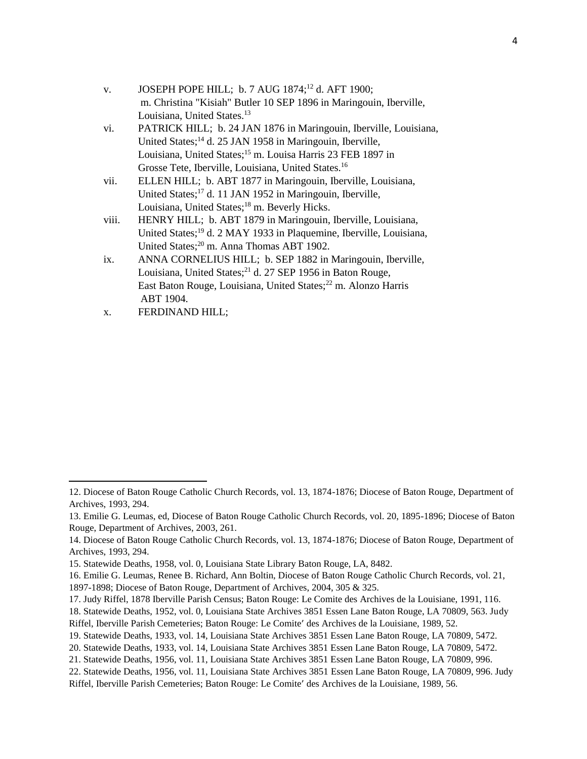v. JOSEPH POPE HILL; b. 7 AUG 1874;[12] d. AFT 1900; m. Christina "Kisiah" Butler 10 SEP 1896 in Maringouin, Iberville, Louisiana, United States.[13]

vi. PATRICK HILL; b. 24 JAN 1876 in Maringouin, Iberville, Louisiana, United States;[14] d. 25 JAN 1958 in Maringouin, Iberville, Louisiana, United States;[15] m. Louisa Harris 23 FEB 1897 in Grosse Tete, Iberville, Louisiana, United States.[16]

vii. ELLEN HILL; b. ABT 1877 in Maringouin, Iberville, Louisiana, United States;[17] d. 11 JAN 1952 in Maringouin, Iberville, Louisiana, United States;[18] m. Beverly Hicks.

viii. HENRY HILL; b. ABT 1879 in Maringouin, Iberville, Louisiana, United States;[19] d. 2 MAY 1933 in Plaquemine, Iberville, Louisiana, United States;[20] m. Anna Thomas ABT 1902.

ix. ANNA CORNELIUS HILL; b. SEP 1882 in Maringouin, Iberville, Louisiana, United States;[21] d. 27 SEP 1956 in Baton Rouge, East Baton Rouge, Louisiana, United States;[22] m. Alonzo Harris ABT 1904.

x. FERDINAND HILL;

---

12. Diocese of Baton Rouge Catholic Church Records, vol. 13, 1874-1876; Diocese of Baton Rouge, Department of Archives, 1993, 294.

13. Emilie G. Leumas, ed, Diocese of Baton Rouge Catholic Church Records, vol. 20, 1895-1896; Diocese of Baton Rouge, Department of Archives, 2003, 261.

14. Diocese of Baton Rouge Catholic Church Records, vol. 13, 1874-1876; Diocese of Baton Rouge, Department of Archives, 1993, 294.

15. Statewide Deaths, 1958, vol. 0, Louisiana State Library Baton Rouge, LA, 8482.

16. Emilie G. Leumas, Renee B. Richard, Ann Boltin, Diocese of Baton Rouge Catholic Church Records, vol. 21, 1897-1898; Diocese of Baton Rouge, Department of Archives, 2004, 305 & 325.

17. Judy Riffel, 1878 Iberville Parish Census; Baton Rouge: Le Comite des Archives de la Louisiane, 1991, 116.

18. Statewide Deaths, 1952, vol. 0, Louisiana State Archives 3851 Essen Lane Baton Rouge, LA 70809, 563. Judy Riffel, Iberville Parish Cemeteries; Baton Rouge: Le Comite′ des Archives de la Louisiane, 1989, 52.

19. Statewide Deaths, 1933, vol. 14, Louisiana State Archives 3851 Essen Lane Baton Rouge, LA 70809, 5472.

20. Statewide Deaths, 1933, vol. 14, Louisiana State Archives 3851 Essen Lane Baton Rouge, LA 70809, 5472.

21. Statewide Deaths, 1956, vol. 11, Louisiana State Archives 3851 Essen Lane Baton Rouge, LA 70809, 996.

22. Statewide Deaths, 1956, vol. 11, Louisiana State Archives 3851 Essen Lane Baton Rouge, LA 70809, 996. Judy Riffel, Iberville Parish Cemeteries; Baton Rouge: Le Comite′ des Archives de la Louisiane, 1989, 56.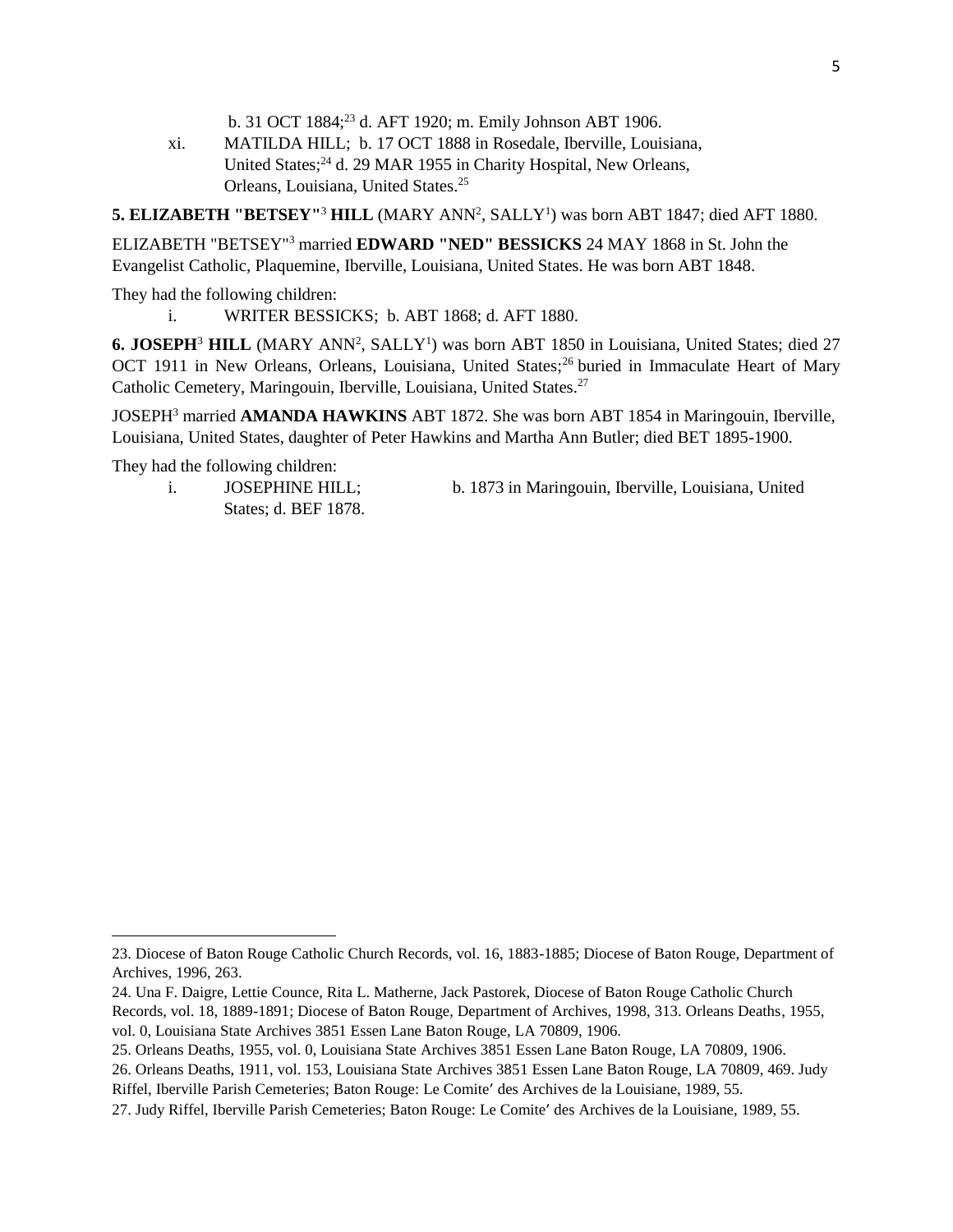b. 31 OCT 1884;[23] d. AFT 1920; m. Emily Johnson ABT 1906.

xi. MATILDA HILL; b. 17 OCT 1888 in Rosedale, Iberville, Louisiana, United States;[24] d. 29 MAR 1955 in Charity Hospital, New Orleans, Orleans, Louisiana, United States.[25]

**5. ELIZABETH "BETSEY"[3] HILL** (MARY ANN[2], SALLY[1]) was born ABT 1847; died AFT 1880.

ELIZABETH "BETSEY"[3] married **EDWARD "NED" BESSICKS** 24 MAY 1868 in St. John the Evangelist Catholic, Plaquemine, Iberville, Louisiana, United States. He was born ABT 1848.

They had the following children:

i. WRITER BESSICKS; b. ABT 1868; d. AFT 1880.

**6. JOSEPH[3] HILL** (MARY ANN[2], SALLY[1]) was born ABT 1850 in Louisiana, United States; died 27 OCT 1911 in New Orleans, Orleans, Louisiana, United States;[26] buried in Immaculate Heart of Mary Catholic Cemetery, Maringouin, Iberville, Louisiana, United States.[27]

JOSEPH[3] married **AMANDA HAWKINS** ABT 1872. She was born ABT 1854 in Maringouin, Iberville, Louisiana, United States, daughter of Peter Hawkins and Martha Ann Butler; died BET 1895-1900.

They had the following children:

i. JOSEPHINE HILL; b. 1873 in Maringouin, Iberville, Louisiana, United States; d. BEF 1878.

---

23. Diocese of Baton Rouge Catholic Church Records, vol. 16, 1883-1885; Diocese of Baton Rouge, Department of Archives, 1996, 263.

24. Una F. Daigre, Lettie Counce, Rita L. Matherne, Jack Pastorek, Diocese of Baton Rouge Catholic Church Records, vol. 18, 1889-1891; Diocese of Baton Rouge, Department of Archives, 1998, 313. Orleans Deaths, 1955, vol. 0, Louisiana State Archives 3851 Essen Lane Baton Rouge, LA 70809, 1906.

25. Orleans Deaths, 1955, vol. 0, Louisiana State Archives 3851 Essen Lane Baton Rouge, LA 70809, 1906.

26. Orleans Deaths, 1911, vol. 153, Louisiana State Archives 3851 Essen Lane Baton Rouge, LA 70809, 469. Judy Riffel, Iberville Parish Cemeteries; Baton Rouge: Le Comite′ des Archives de la Louisiane, 1989, 55.

27. Judy Riffel, Iberville Parish Cemeteries; Baton Rouge: Le Comite′ des Archives de la Louisiane, 1989, 55.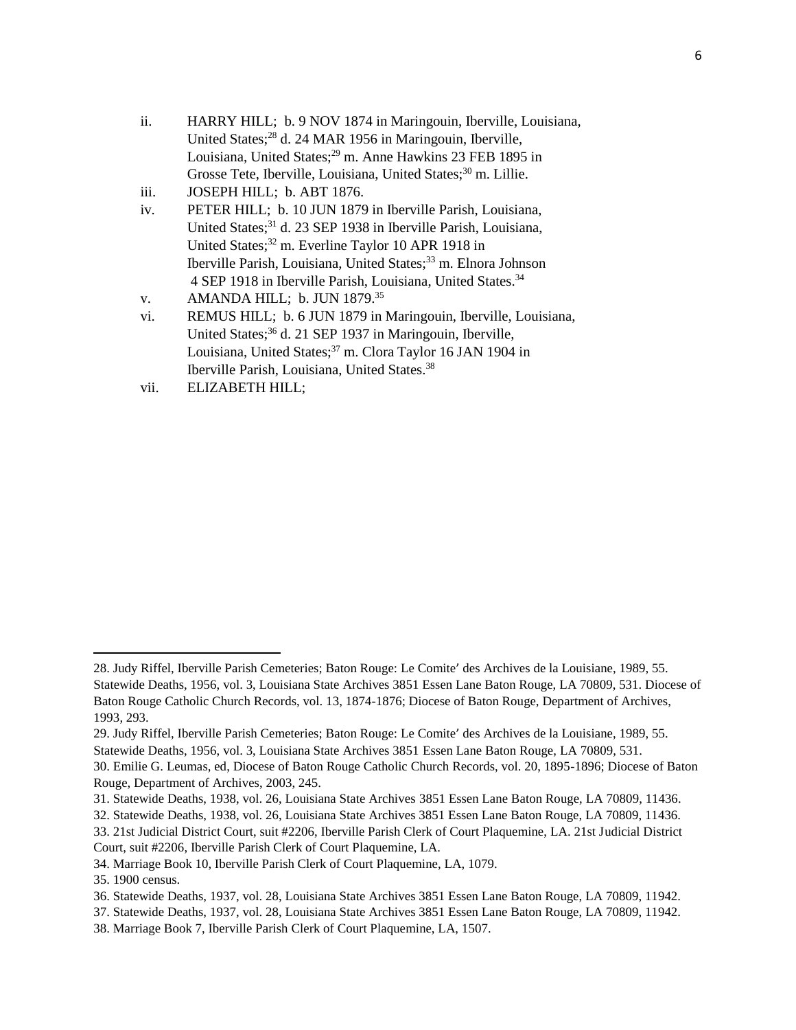ii. HARRY HILL; b. 9 NOV 1874 in Maringouin, Iberville, Louisiana, United States;[28] d. 24 MAR 1956 in Maringouin, Iberville, Louisiana, United States;[29] m. Anne Hawkins 23 FEB 1895 in Grosse Tete, Iberville, Louisiana, United States;[30] m. Lillie.

iii. JOSEPH HILL; b. ABT 1876.

iv. PETER HILL; b. 10 JUN 1879 in Iberville Parish, Louisiana, United States;[31] d. 23 SEP 1938 in Iberville Parish, Louisiana, United States;[32] m. Everline Taylor 10 APR 1918 in Iberville Parish, Louisiana, United States;[33] m. Elnora Johnson 4 SEP 1918 in Iberville Parish, Louisiana, United States.[34]

v. AMANDA HILL; b. JUN 1879.[35]

vi. REMUS HILL; b. 6 JUN 1879 in Maringouin, Iberville, Louisiana, United States;[36] d. 21 SEP 1937 in Maringouin, Iberville, Louisiana, United States;[37] m. Clora Taylor 16 JAN 1904 in Iberville Parish, Louisiana, United States.[38]

vii. ELIZABETH HILL;

---

28. Judy Riffel, Iberville Parish Cemeteries; Baton Rouge: Le Comite′ des Archives de la Louisiane, 1989, 55. Statewide Deaths, 1956, vol. 3, Louisiana State Archives 3851 Essen Lane Baton Rouge, LA 70809, 531. Diocese of Baton Rouge Catholic Church Records, vol. 13, 1874-1876; Diocese of Baton Rouge, Department of Archives, 1993, 293.

29. Judy Riffel, Iberville Parish Cemeteries; Baton Rouge: Le Comite′ des Archives de la Louisiane, 1989, 55. Statewide Deaths, 1956, vol. 3, Louisiana State Archives 3851 Essen Lane Baton Rouge, LA 70809, 531.

30. Emilie G. Leumas, ed, Diocese of Baton Rouge Catholic Church Records, vol. 20, 1895-1896; Diocese of Baton Rouge, Department of Archives, 2003, 245.

31. Statewide Deaths, 1938, vol. 26, Louisiana State Archives 3851 Essen Lane Baton Rouge, LA 70809, 11436.

32. Statewide Deaths, 1938, vol. 26, Louisiana State Archives 3851 Essen Lane Baton Rouge, LA 70809, 11436.

33. 21st Judicial District Court, suit #2206, Iberville Parish Clerk of Court Plaquemine, LA. 21st Judicial District Court, suit #2206, Iberville Parish Clerk of Court Plaquemine, LA.

34. Marriage Book 10, Iberville Parish Clerk of Court Plaquemine, LA, 1079.

35. 1900 census.

36. Statewide Deaths, 1937, vol. 28, Louisiana State Archives 3851 Essen Lane Baton Rouge, LA 70809, 11942.

37. Statewide Deaths, 1937, vol. 28, Louisiana State Archives 3851 Essen Lane Baton Rouge, LA 70809, 11942.

38. Marriage Book 7, Iberville Parish Clerk of Court Plaquemine, LA, 1507.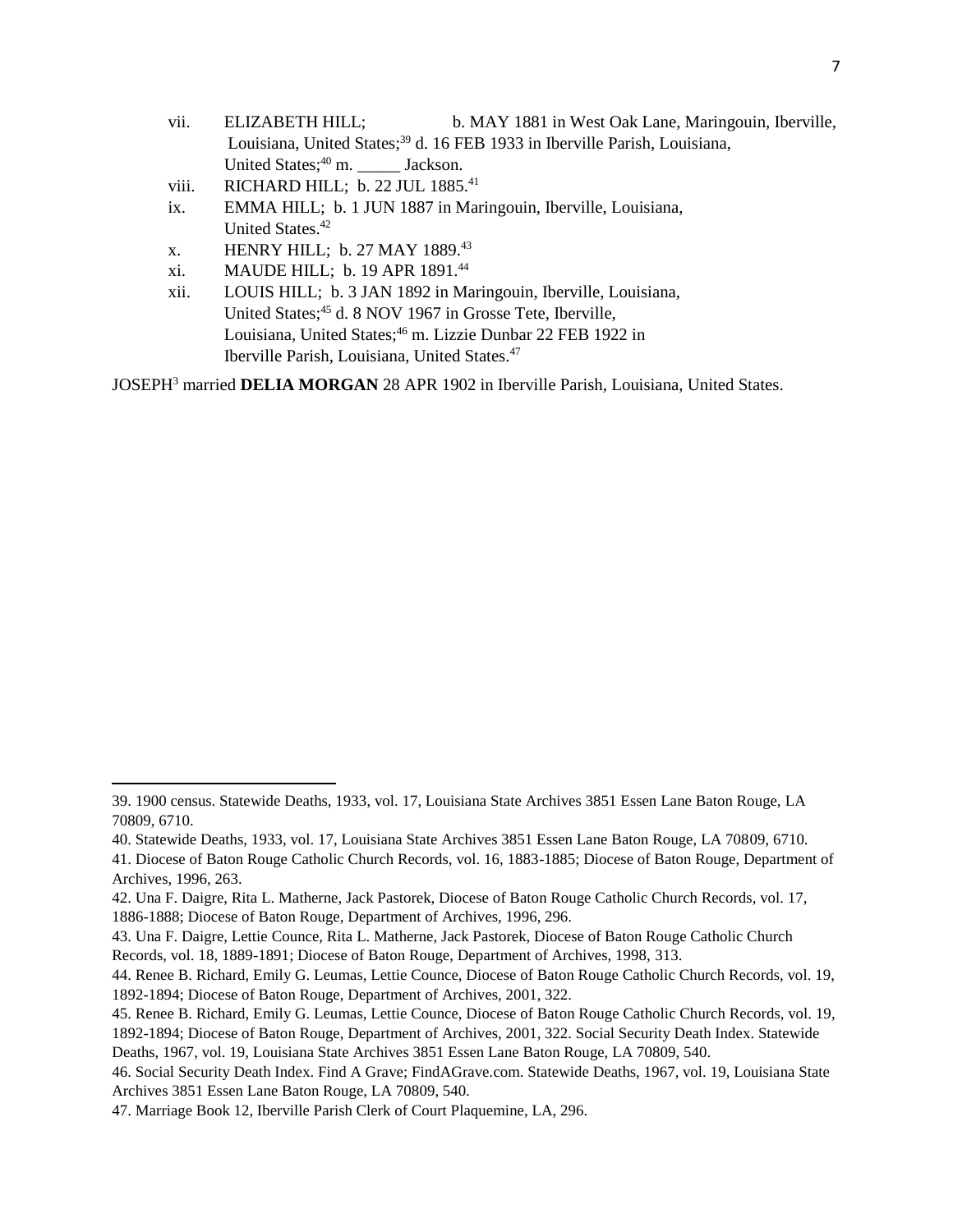vii. ELIZABETH HILL; b. MAY 1881 in West Oak Lane, Maringouin, Iberville, Louisiana, United States;[39] d. 16 FEB 1933 in Iberville Parish, Louisiana, United States;[40] m. _____ Jackson.

viii. RICHARD HILL; b. 22 JUL 1885.[41]

ix. EMMA HILL; b. 1 JUN 1887 in Maringouin, Iberville, Louisiana, United States.[42]

x. HENRY HILL; b. 27 MAY 1889.[43]

xi. MAUDE HILL; b. 19 APR 1891.[44]

xii. LOUIS HILL; b. 3 JAN 1892 in Maringouin, Iberville, Louisiana, United States;[45] d. 8 NOV 1967 in Grosse Tete, Iberville, Louisiana, United States;[46] m. Lizzie Dunbar 22 FEB 1922 in Iberville Parish, Louisiana, United States.[47]

JOSEPH[3] married **DELIA MORGAN** 28 APR 1902 in Iberville Parish, Louisiana, United States.

---

39. 1900 census. Statewide Deaths, 1933, vol. 17, Louisiana State Archives 3851 Essen Lane Baton Rouge, LA 70809, 6710.

40. Statewide Deaths, 1933, vol. 17, Louisiana State Archives 3851 Essen Lane Baton Rouge, LA 70809, 6710.

41. Diocese of Baton Rouge Catholic Church Records, vol. 16, 1883-1885; Diocese of Baton Rouge, Department of Archives, 1996, 263.

42. Una F. Daigre, Rita L. Matherne, Jack Pastorek, Diocese of Baton Rouge Catholic Church Records, vol. 17, 1886-1888; Diocese of Baton Rouge, Department of Archives, 1996, 296.

43. Una F. Daigre, Lettie Counce, Rita L. Matherne, Jack Pastorek, Diocese of Baton Rouge Catholic Church Records, vol. 18, 1889-1891; Diocese of Baton Rouge, Department of Archives, 1998, 313.

44. Renee B. Richard, Emily G. Leumas, Lettie Counce, Diocese of Baton Rouge Catholic Church Records, vol. 19, 1892-1894; Diocese of Baton Rouge, Department of Archives, 2001, 322.

45. Renee B. Richard, Emily G. Leumas, Lettie Counce, Diocese of Baton Rouge Catholic Church Records, vol. 19, 1892-1894; Diocese of Baton Rouge, Department of Archives, 2001, 322. Social Security Death Index. Statewide Deaths, 1967, vol. 19, Louisiana State Archives 3851 Essen Lane Baton Rouge, LA 70809, 540.

46. Social Security Death Index. Find A Grave; FindAGrave.com. Statewide Deaths, 1967, vol. 19, Louisiana State Archives 3851 Essen Lane Baton Rouge, LA 70809, 540.

47. Marriage Book 12, Iberville Parish Clerk of Court Plaquemine, LA, 296.